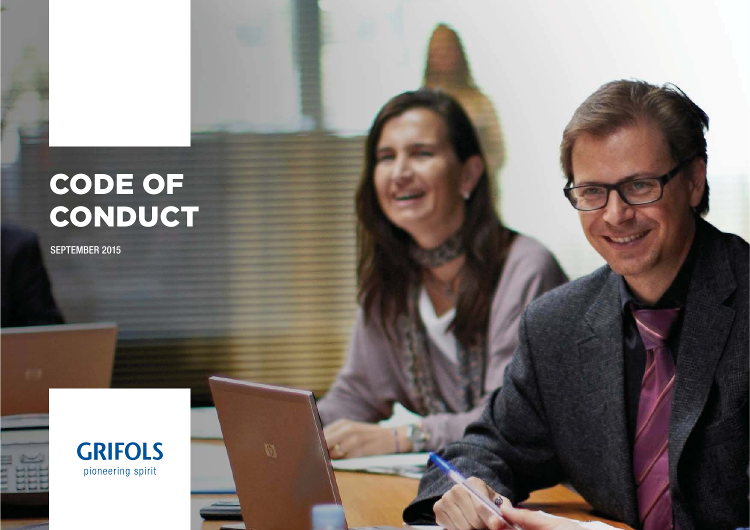# CODE OF CONDUCT

SEPTEMBER 2015

GRIFOLS

pioneering spirit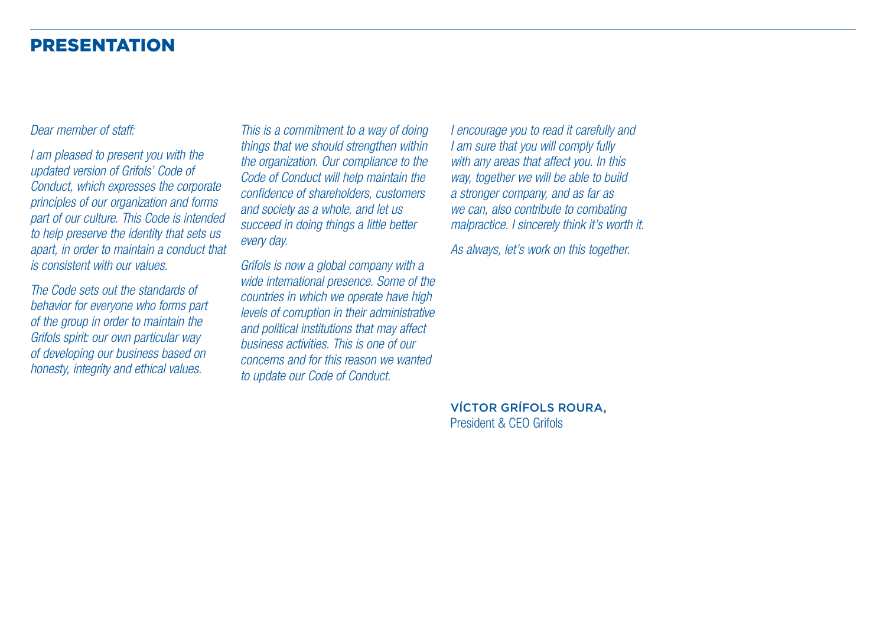# PRESENTATION

*Dear member of staff:*

*I am pleased to present you with the updated version of Grifols' Code of Conduct, which expresses the corporate principles of our organization and forms part of our culture. This Code is intended to help preserve the identity that sets us apart, in order to maintain a conduct that is consistent with our values.*

*The Code sets out the standards of behavior for everyone who forms part of the group in order to maintain the Grifols spirit: our own particular way of developing our business based on honesty, integrity and ethical values.*

*This is a commitment to a way of doing things that we should strengthen within the organization. Our compliance to the Code of Conduct will help maintain the confidence of shareholders, customers and society as a whole, and let us succeed in doing things a little better every day.*

*Grifols is now a global company with a wide international presence. Some of the countries in which we operate have high levels of corruption in their administrative and political institutions that may affect business activities. This is one of our concerns and for this reason we wanted to update our Code of Conduct.*

*I encourage you to read it carefully and I am sure that you will comply fully with any areas that affect you. In this way, together we will be able to build a stronger company, and as far as we can, also contribute to combating malpractice. I sincerely think it's worth it.*

*As always, let's work on this together.*

VÍCTOR GRÍFOLS ROURA,
President & CEO Grifols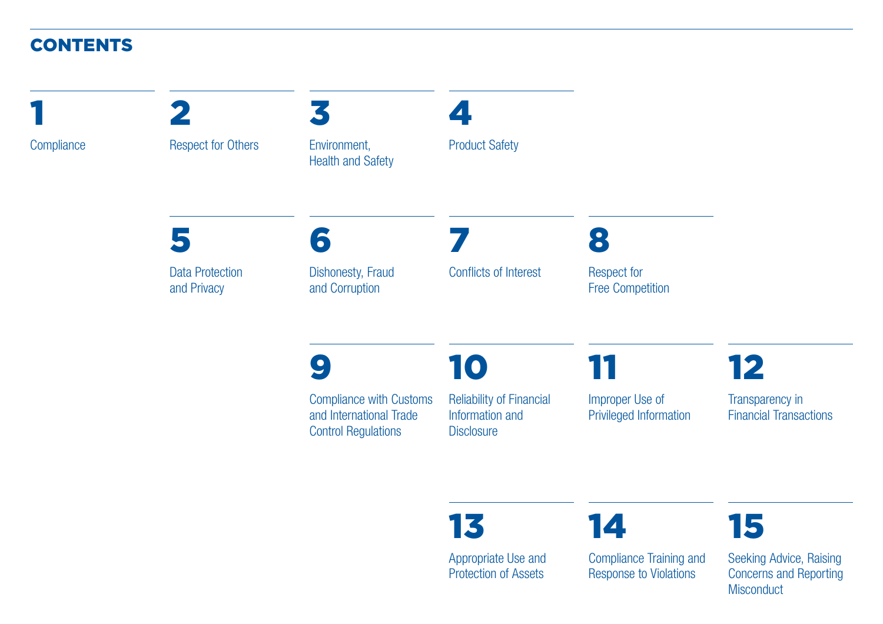# CONTENTS

1. Compliance
2. Respect for Others
3. Environment, Health and Safety
4. Product Safety
5. Data Protection and Privacy
6. Dishonesty, Fraud and Corruption
7. Conflicts of Interest
8. Respect for Free Competition
9. Compliance with Customs and International Trade Control Regulations
10. Reliability of Financial Information and Disclosure
11. Improper Use of Privileged Information
12. Transparency in Financial Transactions
13. Appropriate Use and Protection of Assets
14. Compliance Training and Response to Violations
15. Seeking Advice, Raising Concerns and Reporting Misconduct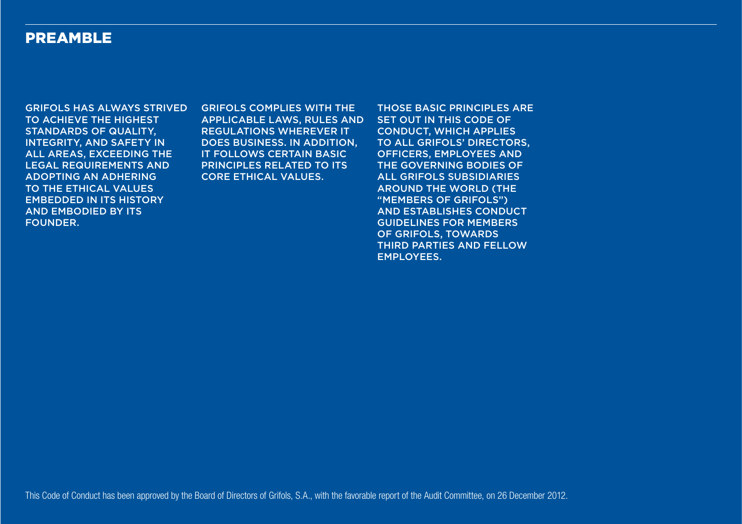# PREAMBLE

GRIFOLS HAS ALWAYS STRIVED TO ACHIEVE THE HIGHEST STANDARDS OF QUALITY, INTEGRITY, AND SAFETY IN ALL AREAS, EXCEEDING THE LEGAL REQUIREMENTS AND ADOPTING AN ADHERING TO THE ETHICAL VALUES EMBEDDED IN ITS HISTORY AND EMBODIED BY ITS FOUNDER.

GRIFOLS COMPLIES WITH THE APPLICABLE LAWS, RULES AND REGULATIONS WHEREVER IT DOES BUSINESS. IN ADDITION, IT FOLLOWS CERTAIN BASIC PRINCIPLES RELATED TO ITS CORE ETHICAL VALUES.

THOSE BASIC PRINCIPLES ARE SET OUT IN THIS CODE OF CONDUCT, WHICH APPLIES TO ALL GRIFOLS' DIRECTORS, OFFICERS, EMPLOYEES AND THE GOVERNING BODIES OF ALL GRIFOLS SUBSIDIARIES AROUND THE WORLD (THE "MEMBERS OF GRIFOLS") AND ESTABLISHES CONDUCT GUIDELINES FOR MEMBERS OF GRIFOLS, TOWARDS THIRD PARTIES AND FELLOW EMPLOYEES.

This Code of Conduct has been approved by the Board of Directors of Grifols, S.A., with the favorable report of the Audit Committee, on 26 December 2012.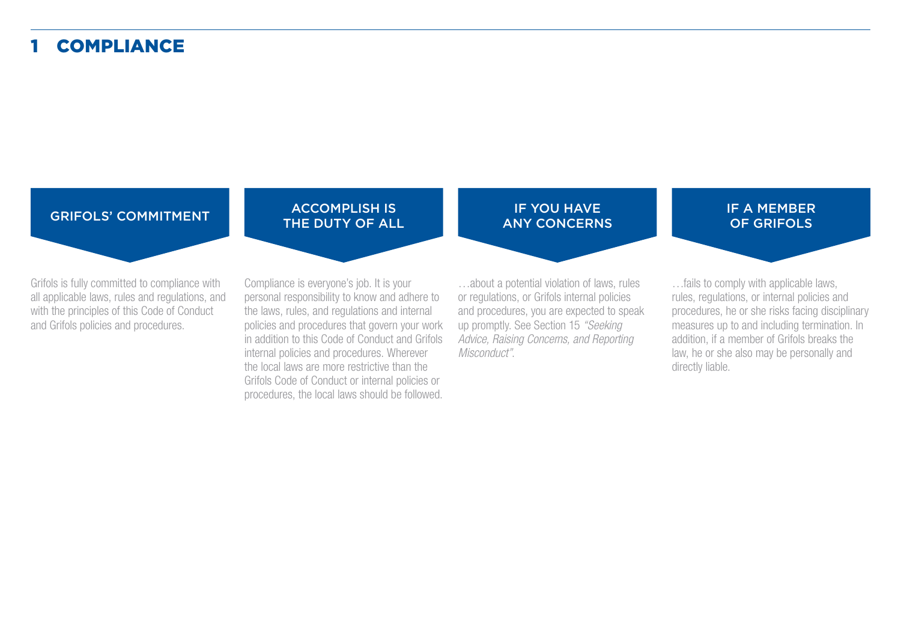# 1 COMPLIANCE

### GRIFOLS' COMMITMENT

Grifols is fully committed to compliance with all applicable laws, rules and regulations, and with the principles of this Code of Conduct and Grifols policies and procedures.

### ACCOMPLISH IS THE DUTY OF ALL

Compliance is everyone's job. It is your personal responsibility to know and adhere to the laws, rules, and regulations and internal policies and procedures that govern your work in addition to this Code of Conduct and Grifols internal policies and procedures. Wherever the local laws are more restrictive than the Grifols Code of Conduct or internal policies or procedures, the local laws should be followed.

### IF YOU HAVE ANY CONCERNS

…about a potential violation of laws, rules or regulations, or Grifols internal policies and procedures, you are expected to speak up promptly. See Section 15 *"Seeking Advice, Raising Concerns, and Reporting Misconduct"*.

### IF A MEMBER OF GRIFOLS

…fails to comply with applicable laws, rules, regulations, or internal policies and procedures, he or she risks facing disciplinary measures up to and including termination. In addition, if a member of Grifols breaks the law, he or she also may be personally and directly liable.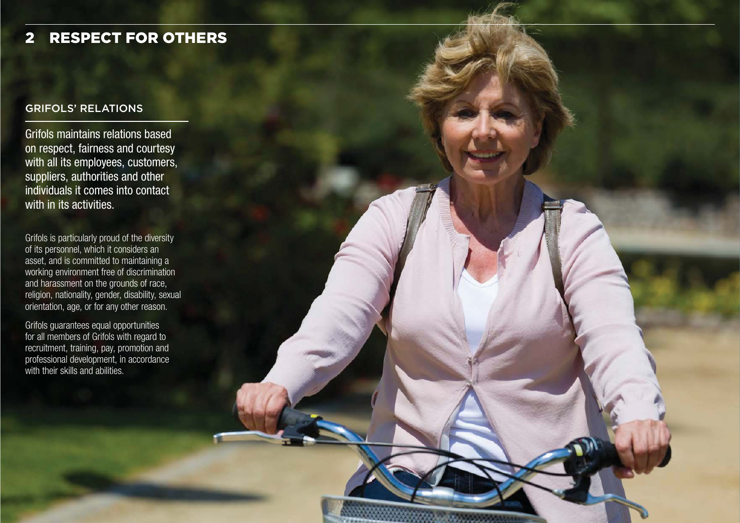# 2 RESPECT FOR OTHERS

## GRIFOLS' RELATIONS

Grifols maintains relations based on respect, fairness and courtesy with all its employees, customers, suppliers, authorities and other individuals it comes into contact with in its activities.

Grifols is particularly proud of the diversity of its personnel, which it considers an asset, and is committed to maintaining a working environment free of discrimination and harassment on the grounds of race, religion, nationality, gender, disability, sexual orientation, age, or for any other reason.

Grifols guarantees equal opportunities for all members of Grifols with regard to recruitment, training, pay, promotion and professional development, in accordance with their skills and abilities.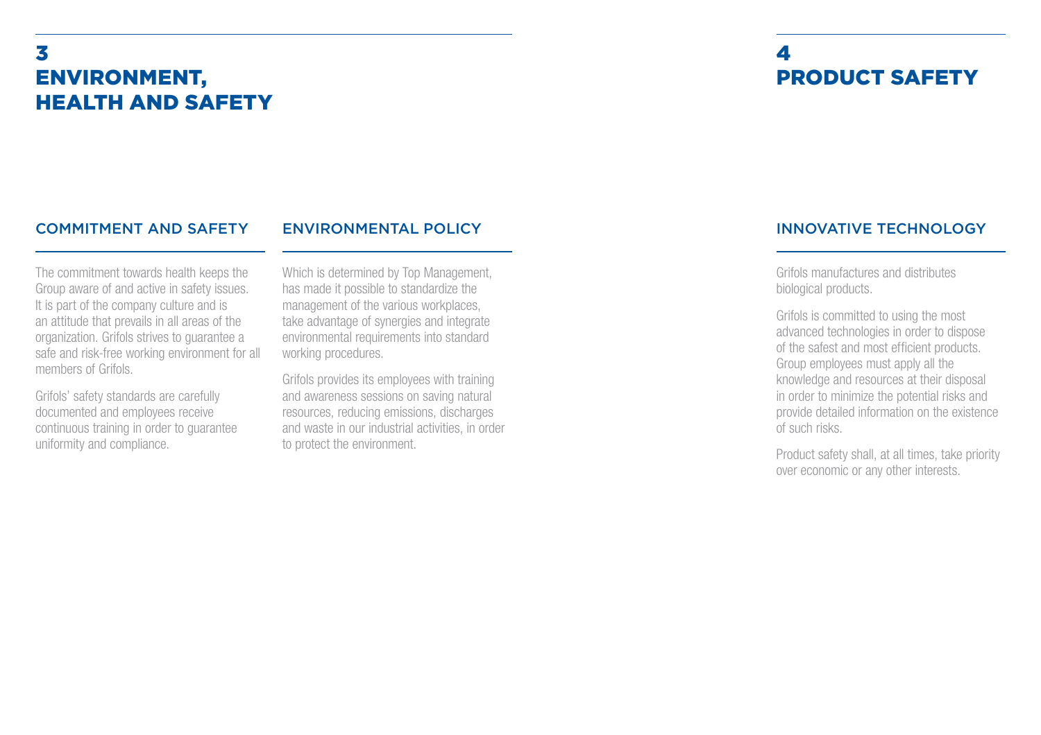# 3 ENVIRONMENT, HEALTH AND SAFETY

## COMMITMENT AND SAFETY

The commitment towards health keeps the Group aware of and active in safety issues. It is part of the company culture and is an attitude that prevails in all areas of the organization. Grifols strives to guarantee a safe and risk-free working environment for all members of Grifols.

Grifols' safety standards are carefully documented and employees receive continuous training in order to guarantee uniformity and compliance.

## ENVIRONMENTAL POLICY

Which is determined by Top Management, has made it possible to standardize the management of the various workplaces, take advantage of synergies and integrate environmental requirements into standard working procedures.

Grifols provides its employees with training and awareness sessions on saving natural resources, reducing emissions, discharges and waste in our industrial activities, in order to protect the environment.

# 4 PRODUCT SAFETY

## INNOVATIVE TECHNOLOGY

Grifols manufactures and distributes biological products.

Grifols is committed to using the most advanced technologies in order to dispose of the safest and most efficient products. Group employees must apply all the knowledge and resources at their disposal in order to minimize the potential risks and provide detailed information on the existence of such risks.

Product safety shall, at all times, take priority over economic or any other interests.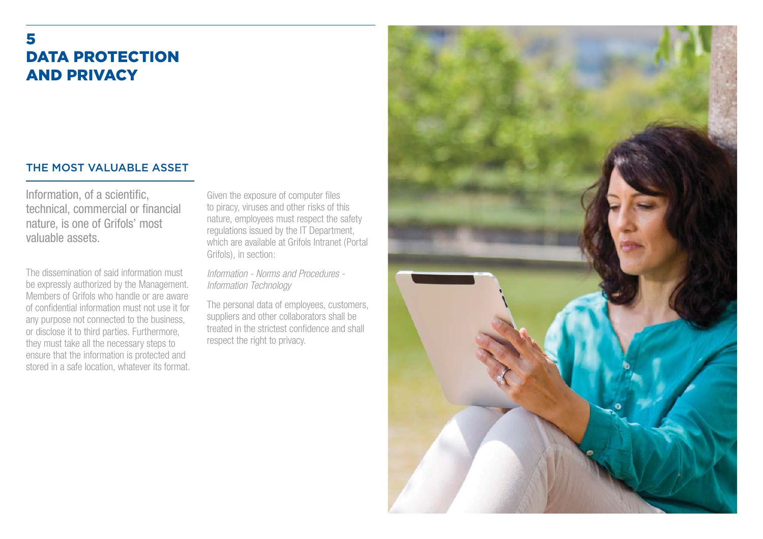# 5 DATA PROTECTION AND PRIVACY

## THE MOST VALUABLE ASSET

Information, of a scientific, technical, commercial or financial nature, is one of Grifols' most valuable assets.

The dissemination of said information must be expressly authorized by the Management. Members of Grifols who handle or are aware of confidential information must not use it for any purpose not connected to the business, or disclose it to third parties. Furthermore, they must take all the necessary steps to ensure that the information is protected and stored in a safe location, whatever its format.

Given the exposure of computer files to piracy, viruses and other risks of this nature, employees must respect the safety regulations issued by the IT Department, which are available at Grifols Intranet (Portal Grifols), in section:

*Information - Norms and Procedures - Information Technology*

The personal data of employees, customers, suppliers and other collaborators shall be treated in the strictest confidence and shall respect the right to privacy.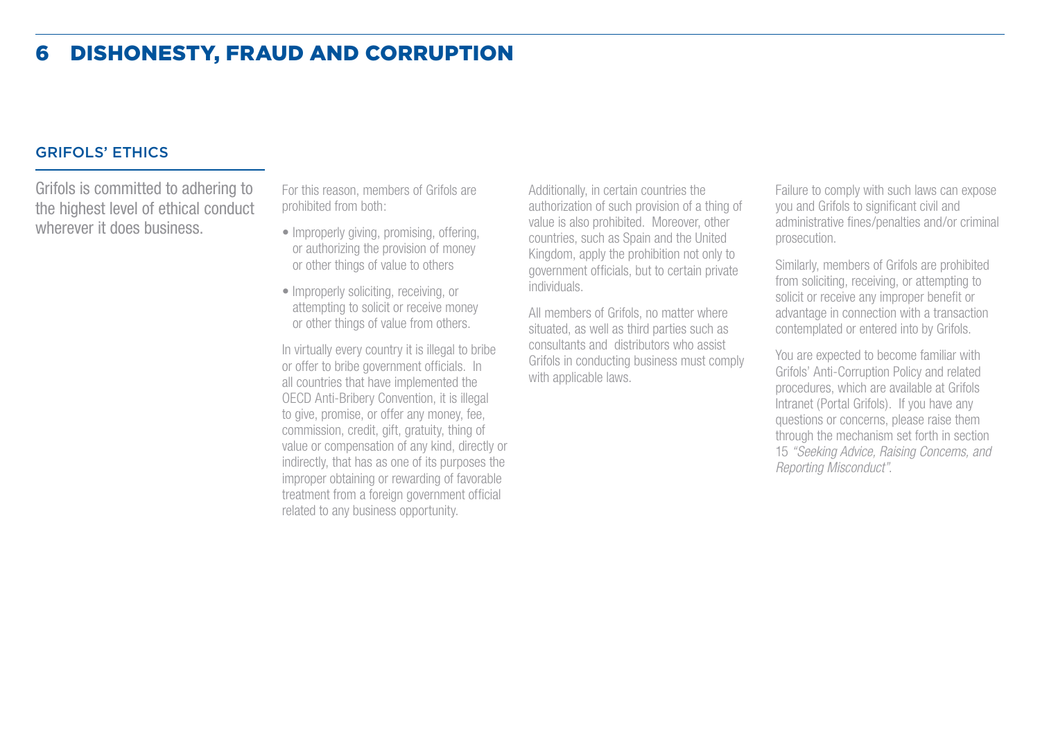# 6 DISHONESTY, FRAUD AND CORRUPTION

## GRIFOLS' ETHICS

Grifols is committed to adhering to the highest level of ethical conduct wherever it does business.

For this reason, members of Grifols are prohibited from both:

- Improperly giving, promising, offering, or authorizing the provision of money or other things of value to others
- Improperly soliciting, receiving, or attempting to solicit or receive money or other things of value from others.

In virtually every country it is illegal to bribe or offer to bribe government officials. In all countries that have implemented the OECD Anti-Bribery Convention, it is illegal to give, promise, or offer any money, fee, commission, credit, gift, gratuity, thing of value or compensation of any kind, directly or indirectly, that has as one of its purposes the improper obtaining or rewarding of favorable treatment from a foreign government official related to any business opportunity.

Additionally, in certain countries the authorization of such provision of a thing of value is also prohibited. Moreover, other countries, such as Spain and the United Kingdom, apply the prohibition not only to government officials, but to certain private individuals.

All members of Grifols, no matter where situated, as well as third parties such as consultants and distributors who assist Grifols in conducting business must comply with applicable laws.

Failure to comply with such laws can expose you and Grifols to significant civil and administrative fines/penalties and/or criminal prosecution.

Similarly, members of Grifols are prohibited from soliciting, receiving, or attempting to solicit or receive any improper benefit or advantage in connection with a transaction contemplated or entered into by Grifols.

You are expected to become familiar with Grifols' Anti-Corruption Policy and related procedures, which are available at Grifols Intranet (Portal Grifols). If you have any questions or concerns, please raise them through the mechanism set forth in section 15 *"Seeking Advice, Raising Concerns, and Reporting Misconduct"*.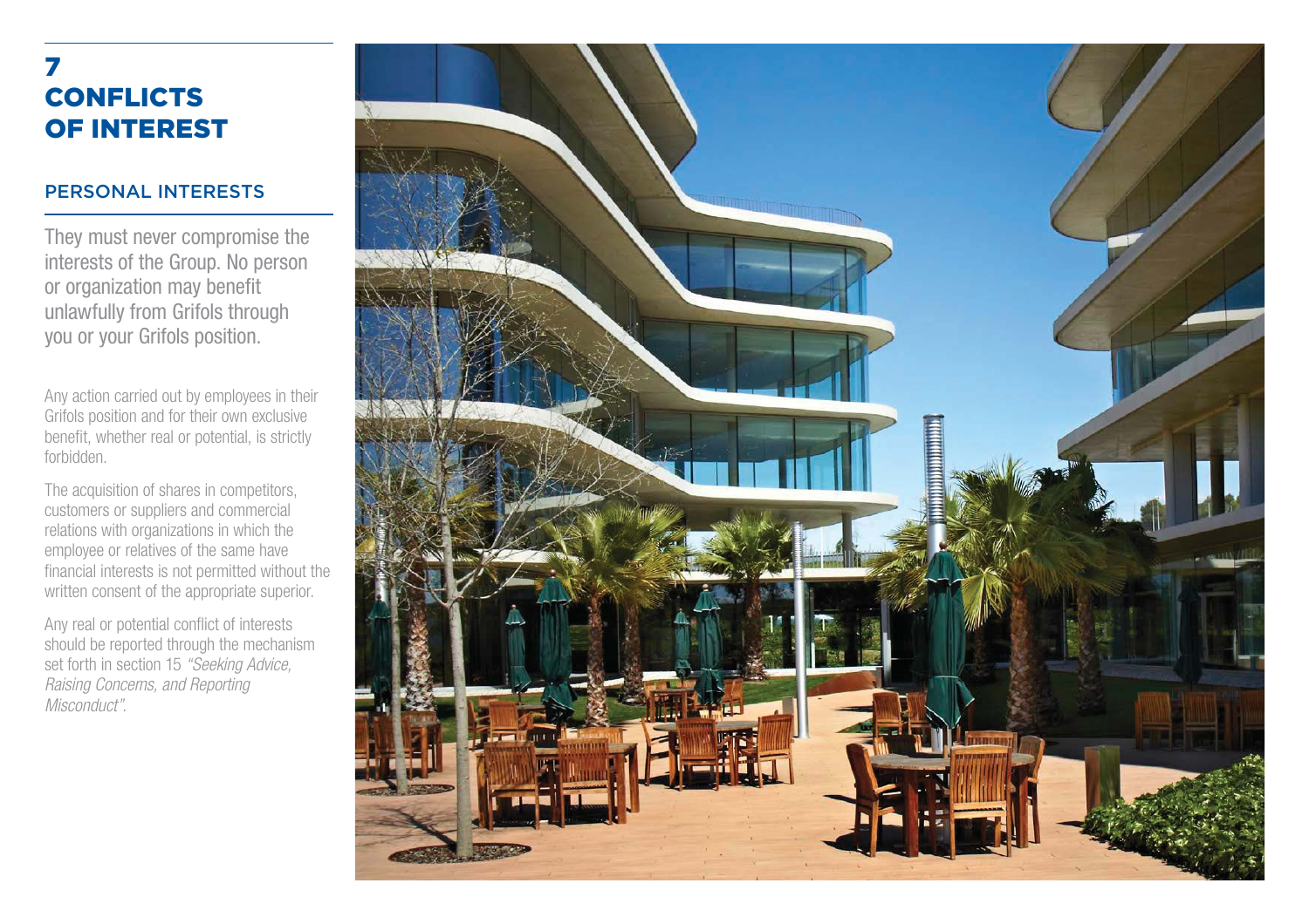# 7 CONFLICTS OF INTEREST

## PERSONAL INTERESTS

They must never compromise the interests of the Group. No person or organization may benefit unlawfully from Grifols through you or your Grifols position.

Any action carried out by employees in their Grifols position and for their own exclusive benefit, whether real or potential, is strictly forbidden.

The acquisition of shares in competitors, customers or suppliers and commercial relations with organizations in which the employee or relatives of the same have financial interests is not permitted without the written consent of the appropriate superior.

Any real or potential conflict of interests should be reported through the mechanism set forth in section 15 *"Seeking Advice, Raising Concerns, and Reporting Misconduct"*.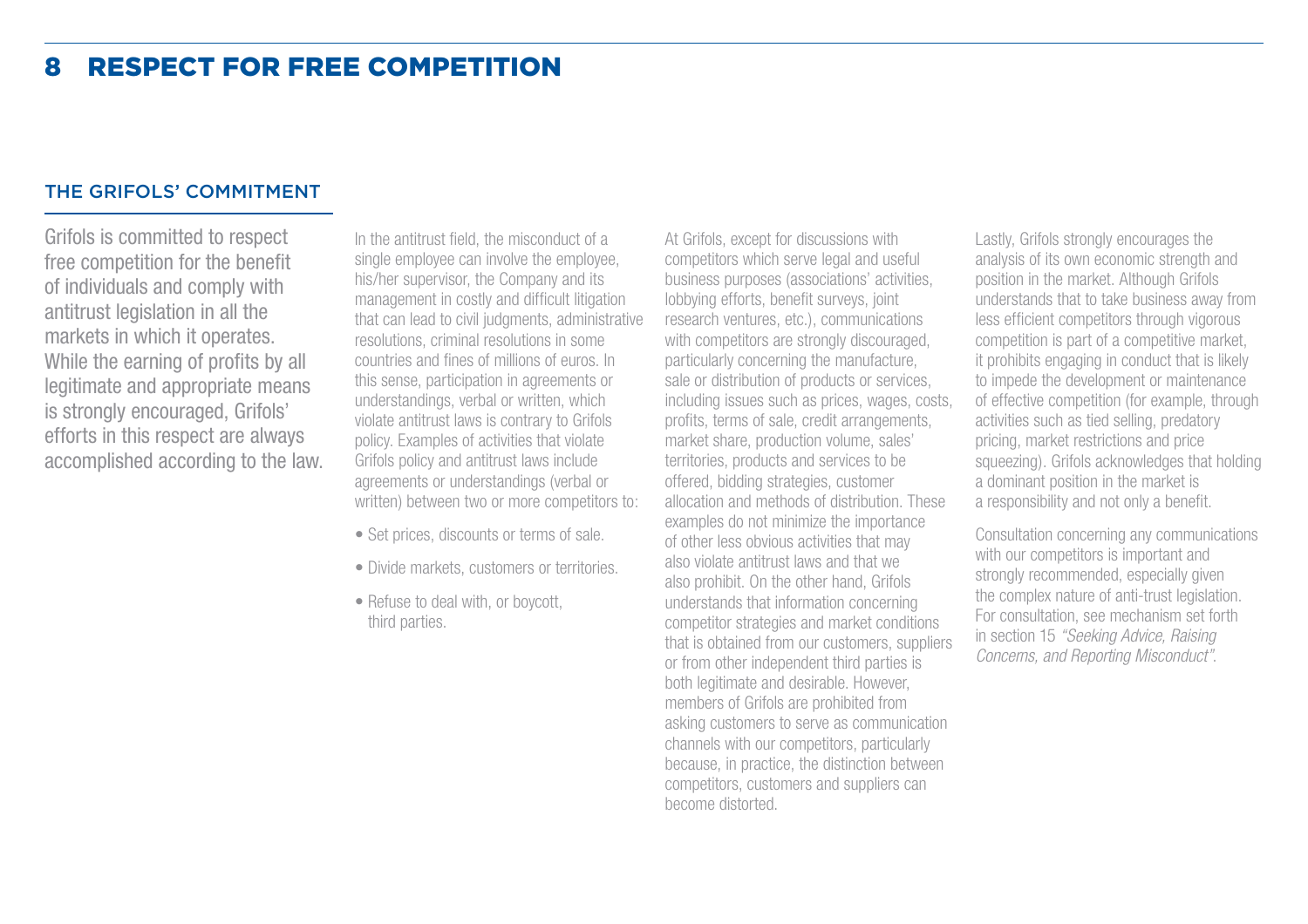# 8 RESPECT FOR FREE COMPETITION

## THE GRIFOLS' COMMITMENT

Grifols is committed to respect free competition for the benefit of individuals and comply with antitrust legislation in all the markets in which it operates. While the earning of profits by all legitimate and appropriate means is strongly encouraged, Grifols' efforts in this respect are always accomplished according to the law.

In the antitrust field, the misconduct of a single employee can involve the employee, his/her supervisor, the Company and its management in costly and difficult litigation that can lead to civil judgments, administrative resolutions, criminal resolutions in some countries and fines of millions of euros. In this sense, participation in agreements or understandings, verbal or written, which violate antitrust laws is contrary to Grifols policy. Examples of activities that violate Grifols policy and antitrust laws include agreements or understandings (verbal or written) between two or more competitors to:

- Set prices, discounts or terms of sale.
- Divide markets, customers or territories.
- Refuse to deal with, or boycott, third parties.

At Grifols, except for discussions with competitors which serve legal and useful business purposes (associations' activities, lobbying efforts, benefit surveys, joint research ventures, etc.), communications with competitors are strongly discouraged, particularly concerning the manufacture, sale or distribution of products or services, including issues such as prices, wages, costs, profits, terms of sale, credit arrangements, market share, production volume, sales' territories, products and services to be offered, bidding strategies, customer allocation and methods of distribution. These examples do not minimize the importance of other less obvious activities that may also violate antitrust laws and that we also prohibit. On the other hand, Grifols understands that information concerning competitor strategies and market conditions that is obtained from our customers, suppliers or from other independent third parties is both legitimate and desirable. However, members of Grifols are prohibited from asking customers to serve as communication channels with our competitors, particularly because, in practice, the distinction between competitors, customers and suppliers can become distorted.

Lastly, Grifols strongly encourages the analysis of its own economic strength and position in the market. Although Grifols understands that to take business away from less efficient competitors through vigorous competition is part of a competitive market, it prohibits engaging in conduct that is likely to impede the development or maintenance of effective competition (for example, through activities such as tied selling, predatory pricing, market restrictions and price squeezing). Grifols acknowledges that holding a dominant position in the market is a responsibility and not only a benefit.

Consultation concerning any communications with our competitors is important and strongly recommended, especially given the complex nature of anti-trust legislation. For consultation, see mechanism set forth in section 15 *"Seeking Advice, Raising Concerns, and Reporting Misconduct"*.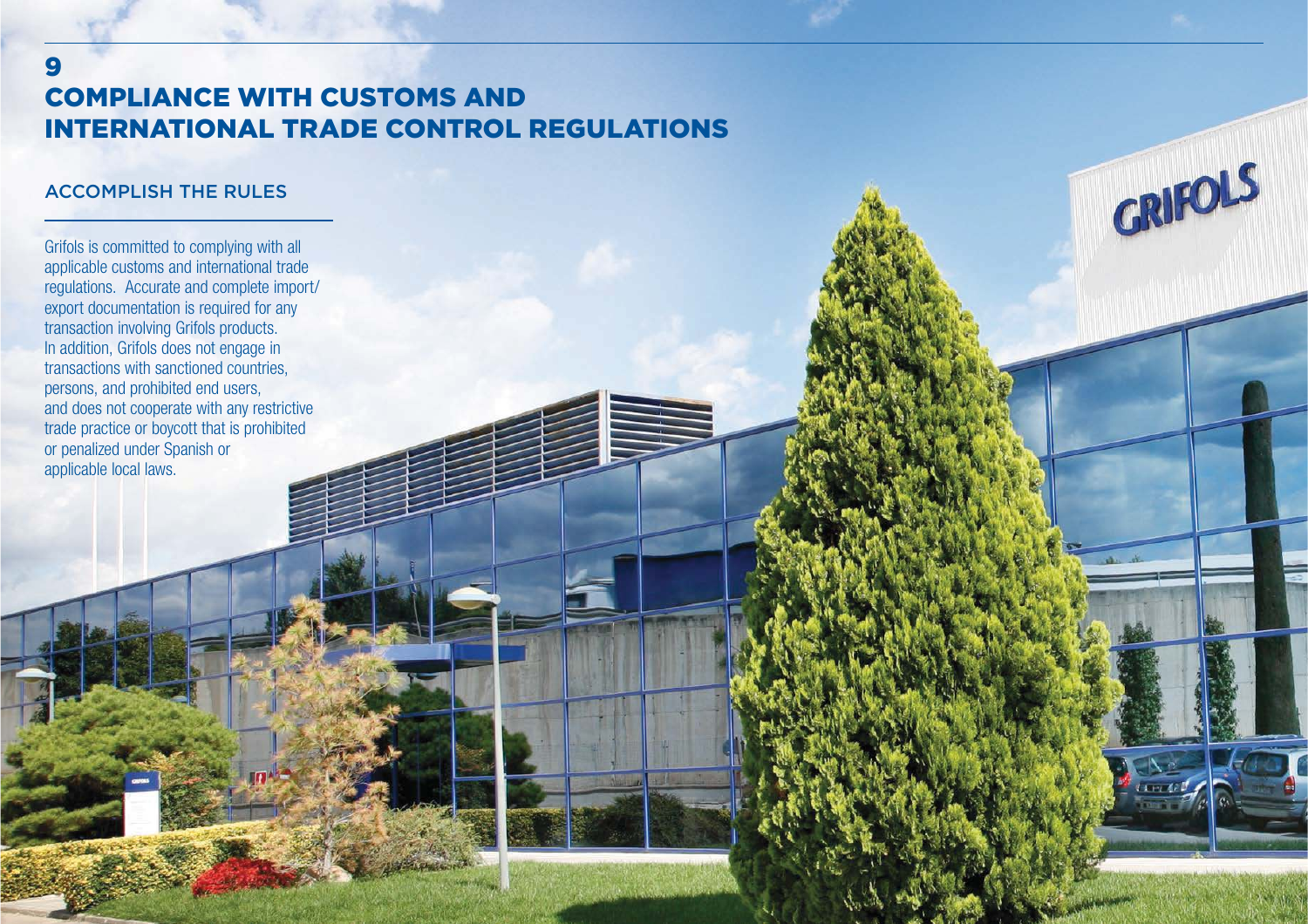# 9
# COMPLIANCE WITH CUSTOMS AND INTERNATIONAL TRADE CONTROL REGULATIONS

## ACCOMPLISH THE RULES

Grifols is committed to complying with all applicable customs and international trade regulations. Accurate and complete import/export documentation is required for any transaction involving Grifols products. In addition, Grifols does not engage in transactions with sanctioned countries, persons, and prohibited end users, and does not cooperate with any restrictive trade practice or boycott that is prohibited or penalized under Spanish or applicable local laws.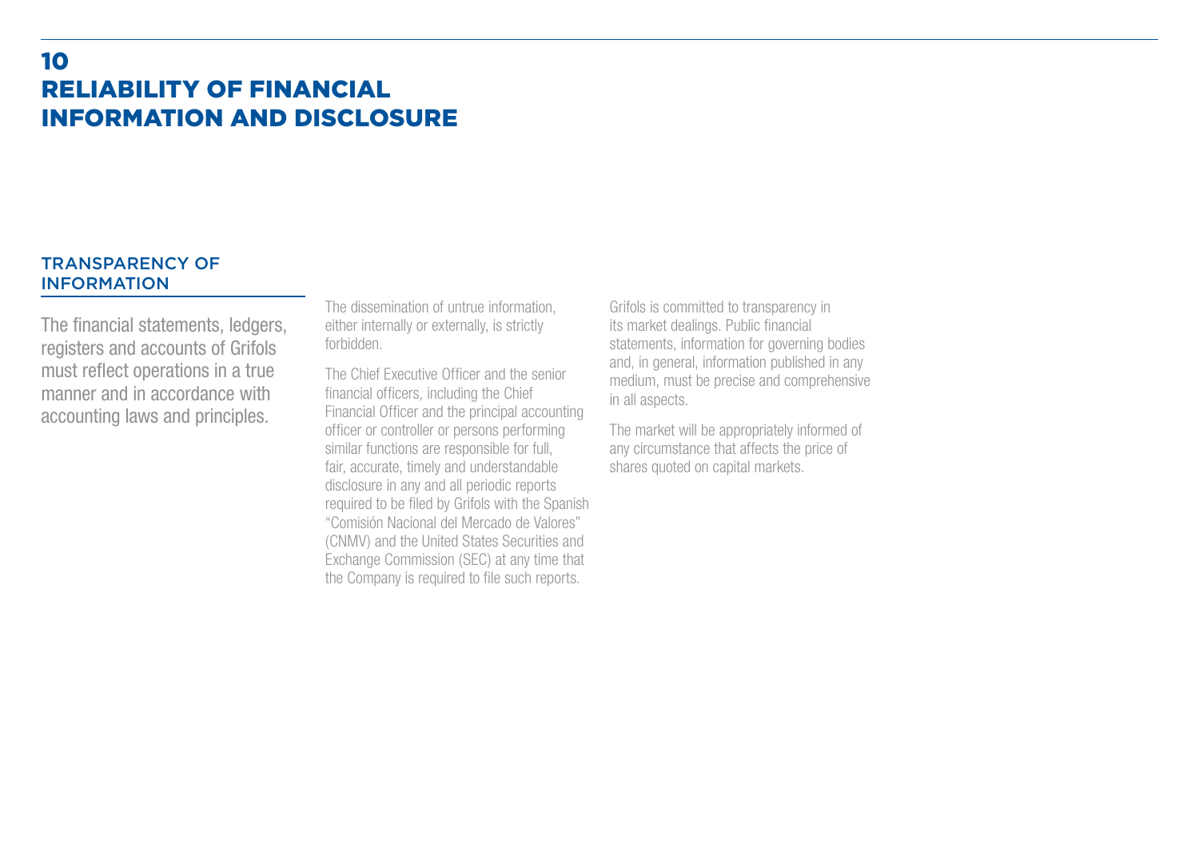# 10 RELIABILITY OF FINANCIAL INFORMATION AND DISCLOSURE

## TRANSPARENCY OF INFORMATION

The financial statements, ledgers, registers and accounts of Grifols must reflect operations in a true manner and in accordance with accounting laws and principles.

The dissemination of untrue information, either internally or externally, is strictly forbidden.

The Chief Executive Officer and the senior financial officers, including the Chief Financial Officer and the principal accounting officer or controller or persons performing similar functions are responsible for full, fair, accurate, timely and understandable disclosure in any and all periodic reports required to be filed by Grifols with the Spanish "Comisión Nacional del Mercado de Valores" (CNMV) and the United States Securities and Exchange Commission (SEC) at any time that the Company is required to file such reports.

Grifols is committed to transparency in its market dealings. Public financial statements, information for governing bodies and, in general, information published in any medium, must be precise and comprehensive in all aspects.

The market will be appropriately informed of any circumstance that affects the price of shares quoted on capital markets.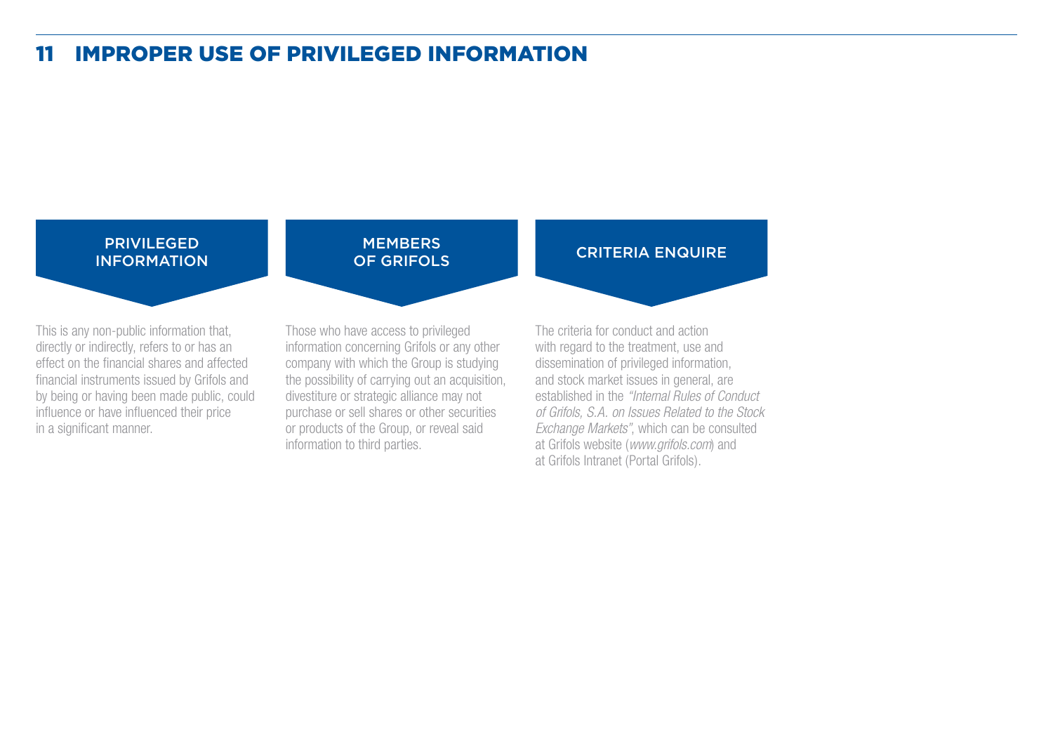# 11 IMPROPER USE OF PRIVILEGED INFORMATION

## PRIVILEGED INFORMATION

This is any non-public information that, directly or indirectly, refers to or has an effect on the financial shares and affected financial instruments issued by Grifols and by being or having been made public, could influence or have influenced their price in a significant manner.

## MEMBERS OF GRIFOLS

Those who have access to privileged information concerning Grifols or any other company with which the Group is studying the possibility of carrying out an acquisition, divestiture or strategic alliance may not purchase or sell shares or other securities or products of the Group, or reveal said information to third parties.

## CRITERIA ENQUIRE

The criteria for conduct and action with regard to the treatment, use and dissemination of privileged information, and stock market issues in general, are established in the *"Internal Rules of Conduct of Grifols, S.A. on Issues Related to the Stock Exchange Markets"*, which can be consulted at Grifols website (*www.grifols.com*) and at Grifols Intranet (Portal Grifols).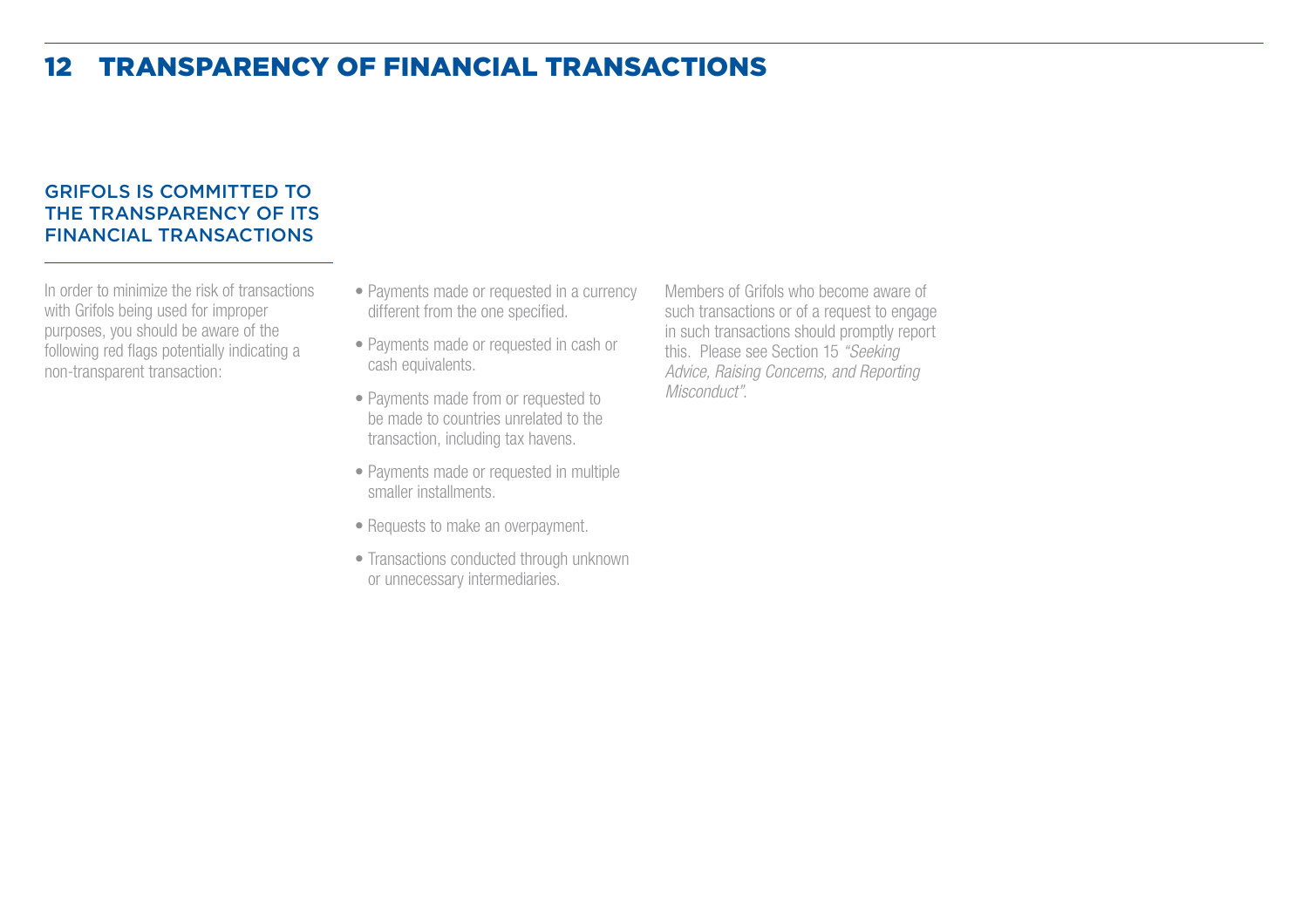# 12 TRANSPARENCY OF FINANCIAL TRANSACTIONS

## GRIFOLS IS COMMITTED TO THE TRANSPARENCY OF ITS FINANCIAL TRANSACTIONS

In order to minimize the risk of transactions with Grifols being used for improper purposes, you should be aware of the following red flags potentially indicating a non-transparent transaction:

- Payments made or requested in a currency different from the one specified.
- Payments made or requested in cash or cash equivalents.
- Payments made from or requested to be made to countries unrelated to the transaction, including tax havens.
- Payments made or requested in multiple smaller installments.
- Requests to make an overpayment.
- Transactions conducted through unknown or unnecessary intermediaries.

Members of Grifols who become aware of such transactions or of a request to engage in such transactions should promptly report this. Please see Section 15 *"Seeking Advice, Raising Concerns, and Reporting Misconduct"*.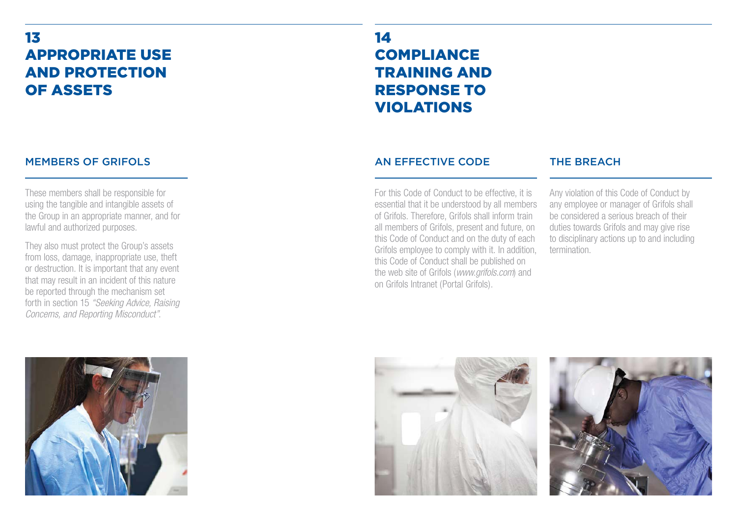# 13 APPROPRIATE USE AND PROTECTION OF ASSETS

## MEMBERS OF GRIFOLS

These members shall be responsible for using the tangible and intangible assets of the Group in an appropriate manner, and for lawful and authorized purposes.

They also must protect the Group's assets from loss, damage, inappropriate use, theft or destruction. It is important that any event that may result in an incident of this nature be reported through the mechanism set forth in section 15 *"Seeking Advice, Raising Concerns, and Reporting Misconduct"*.

# 14 COMPLIANCE TRAINING AND RESPONSE TO VIOLATIONS

## AN EFFECTIVE CODE

For this Code of Conduct to be effective, it is essential that it be understood by all members of Grifols. Therefore, Grifols shall inform train all members of Grifols, present and future, on this Code of Conduct and on the duty of each Grifols employee to comply with it. In addition, this Code of Conduct shall be published on the web site of Grifols (*www.grifols.com*) and on Grifols Intranet (Portal Grifols).

## THE BREACH

Any violation of this Code of Conduct by any employee or manager of Grifols shall be considered a serious breach of their duties towards Grifols and may give rise to disciplinary actions up to and including termination.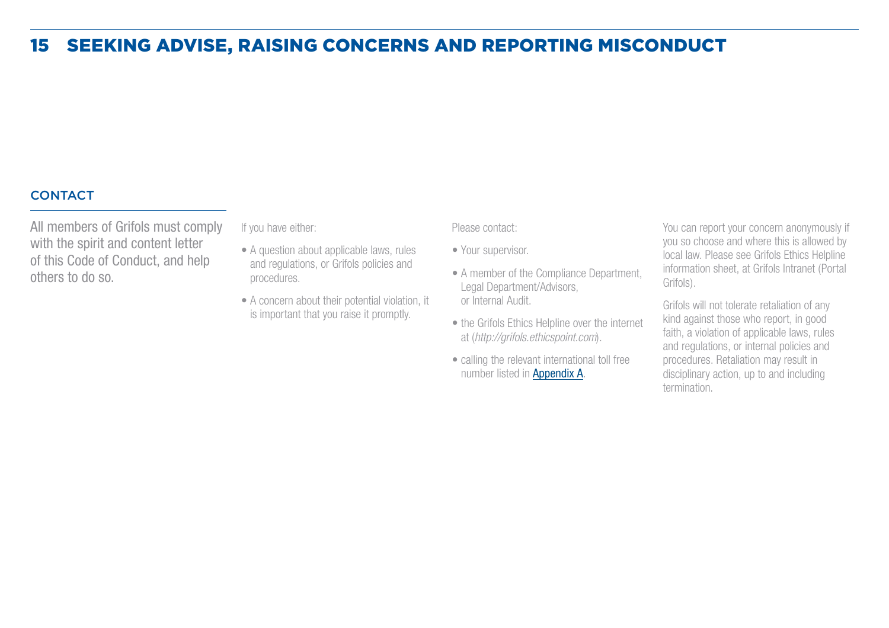# 15 SEEKING ADVISE, RAISING CONCERNS AND REPORTING MISCONDUCT

## CONTACT

All members of Grifols must comply with the spirit and content letter of this Code of Conduct, and help others to do so.

If you have either:

- A question about applicable laws, rules and regulations, or Grifols policies and procedures.
- A concern about their potential violation, it is important that you raise it promptly.

Please contact:

- Your supervisor.
- A member of the Compliance Department, Legal Department/Advisors, or Internal Audit.
- the Grifols Ethics Helpline over the internet at (*http://grifols.ethicspoint.com*).
- calling the relevant international toll free number listed in Appendix A.

You can report your concern anonymously if you so choose and where this is allowed by local law. Please see Grifols Ethics Helpline information sheet, at Grifols Intranet (Portal Grifols).

Grifols will not tolerate retaliation of any kind against those who report, in good faith, a violation of applicable laws, rules and regulations, or internal policies and procedures. Retaliation may result in disciplinary action, up to and including termination.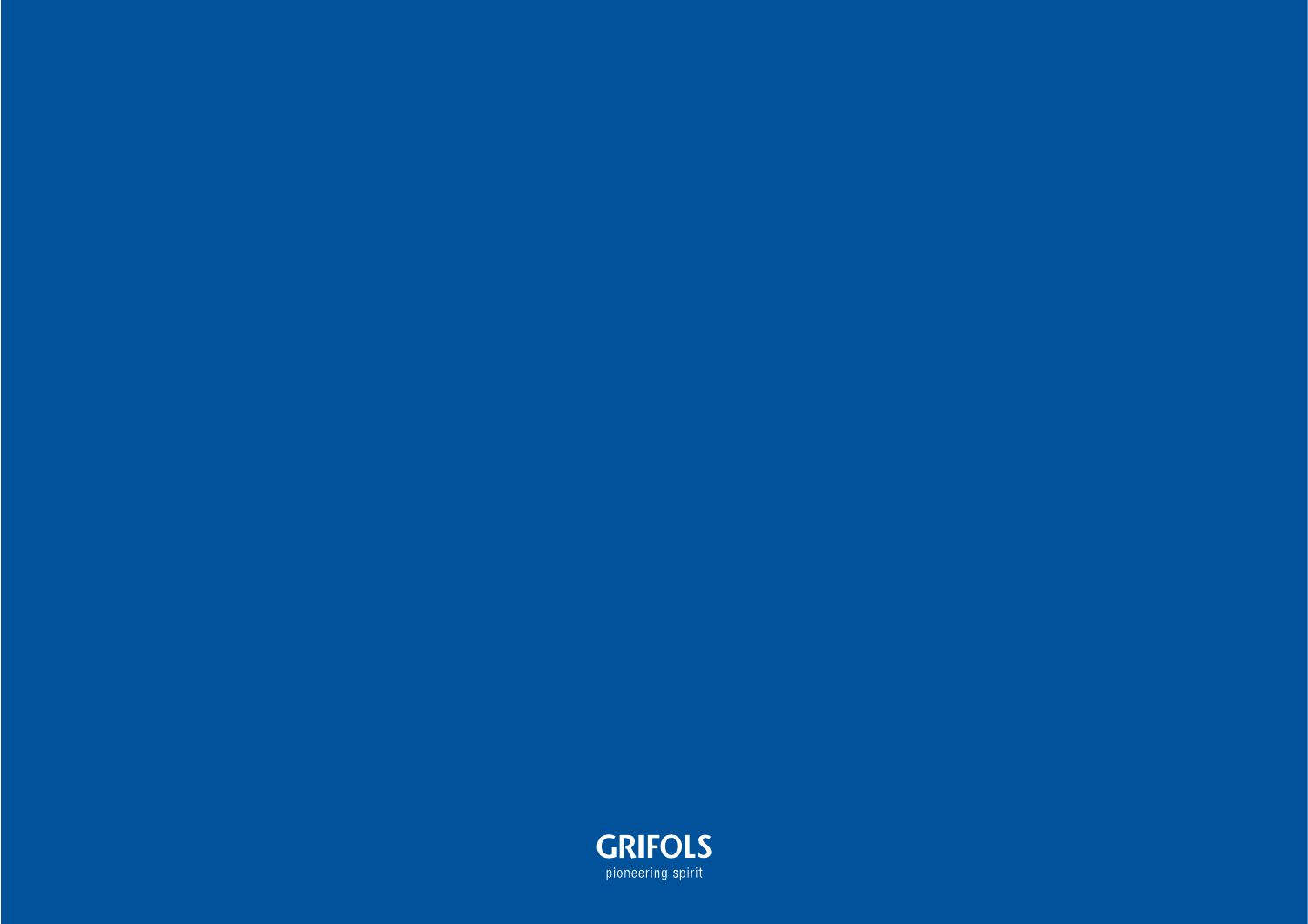GRIFOLS

pioneering spirit